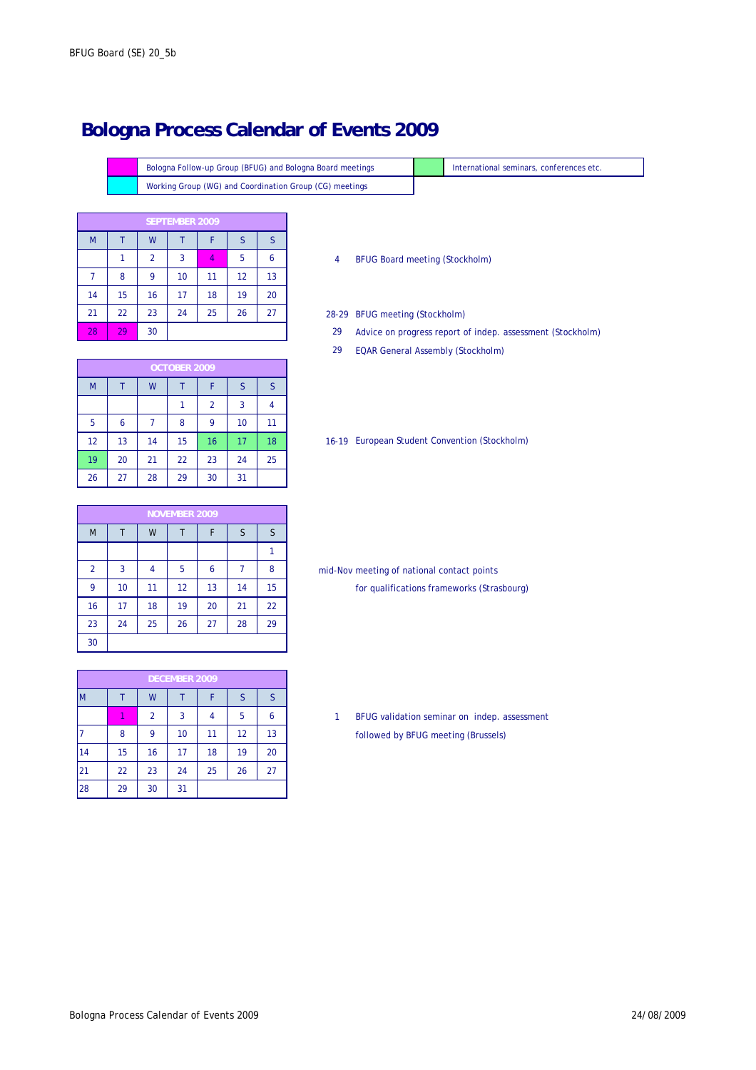BFUG Board (SE) 20_5b

# Bologna Process Calendar of Events 2009

| Legend | |
|---|---|
| (magenta) | Bologna Follow-up Group (BFUG) and Bologna Board meetings |
| (cyan) | Working Group (WG) and Coordination Group (CG) meetings |
| (green) | International seminars, conferences etc. |

## SEPTEMBER 2009

| M | T | W | T | F | S | S |
|---|---|---|---|---|---|---|
| | 1 | 2 | 3 | 4 | 5 | 6 |
| 7 | 8 | 9 | 10 | 11 | 12 | 13 |
| 14 | 15 | 16 | 17 | 18 | 19 | 20 |
| 21 | 22 | 23 | 24 | 25 | 26 | 27 |
| 28 | 29 | 30 | | | | |

- 4 — BFUG Board meeting (Stockholm)
- 28-29 — BFUG meeting (Stockholm)
- 29 — Advice on progress report of indep. assessment (Stockholm)
- 29 — EQAR General Assembly (Stockholm)

## OCTOBER 2009

| M | T | W | T | F | S | S |
|---|---|---|---|---|---|---|
| | | | 1 | 2 | 3 | 4 |
| 5 | 6 | 7 | 8 | 9 | 10 | 11 |
| 12 | 13 | 14 | 15 | 16 | 17 | 18 |
| 19 | 20 | 21 | 22 | 23 | 24 | 25 |
| 26 | 27 | 28 | 29 | 30 | 31 | |

- 16-19 — European Student Convention (Stockholm)

## NOVEMBER 2009

| M | T | W | T | F | S | S |
|---|---|---|---|---|---|---|
| | | | | | | 1 |
| 2 | 3 | 4 | 5 | 6 | 7 | 8 |
| 9 | 10 | 11 | 12 | 13 | 14 | 15 |
| 16 | 17 | 18 | 19 | 20 | 21 | 22 |
| 23 | 24 | 25 | 26 | 27 | 28 | 29 |
| 30 | | | | | | |

- mid-Nov — meeting of national contact points for qualifications frameworks (Strasbourg)

## DECEMBER 2009

| M | T | W | T | F | S | S |
|---|---|---|---|---|---|---|
| | 1 | 2 | 3 | 4 | 5 | 6 |
| 7 | 8 | 9 | 10 | 11 | 12 | 13 |
| 14 | 15 | 16 | 17 | 18 | 19 | 20 |
| 21 | 22 | 23 | 24 | 25 | 26 | 27 |
| 28 | 29 | 30 | 31 | | | |

- 1 — BFUG validation seminar on indep. assessment followed by BFUG meeting (Brussels)

Bologna Process Calendar of Events 2009 — 24/08/2009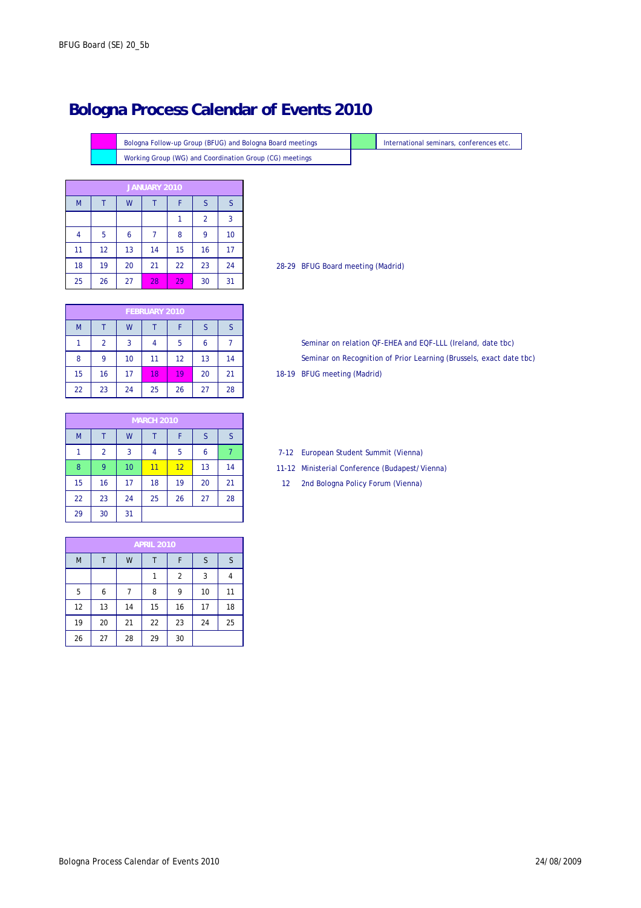# Bologna Process Calendar of Events 2010

| Legend | |
|---|---|
| Bologna Follow-up Group (BFUG) and Bologna Board meetings | International seminars, conferences etc. |
| Working Group (WG) and Coordination Group (CG) meetings | |

| JANUARY 2010 | | | | | | |
|---|---|---|---|---|---|---|
| M | T | W | T | F | S | S |
| | | | | 1 | 2 | 3 |
| 4 | 5 | 6 | 7 | 8 | 9 | 10 |
| 11 | 12 | 13 | 14 | 15 | 16 | 17 |
| 18 | 19 | 20 | 21 | 22 | 23 | 24 |
| 25 | 26 | 27 | 28 | 29 | 30 | 31 |

28-29 BFUG Board meeting (Madrid)

| FEBRUARY 2010 | | | | | | |
|---|---|---|---|---|---|---|
| M | T | W | T | F | S | S |
| 1 | 2 | 3 | 4 | 5 | 6 | 7 |
| 8 | 9 | 10 | 11 | 12 | 13 | 14 |
| 15 | 16 | 17 | 18 | 19 | 20 | 21 |
| 22 | 23 | 24 | 25 | 26 | 27 | 28 |

Seminar on relation QF-EHEA and EQF-LLL (Ireland, date tbc)

Seminar on Recognition of Prior Learning (Brussels, exact date tbc)

18-19 BFUG meeting (Madrid)

| MARCH 2010 | | | | | | |
|---|---|---|---|---|---|---|
| M | T | W | T | F | S | S |
| 1 | 2 | 3 | 4 | 5 | 6 | 7 |
| 8 | 9 | 10 | 11 | 12 | 13 | 14 |
| 15 | 16 | 17 | 18 | 19 | 20 | 21 |
| 22 | 23 | 24 | 25 | 26 | 27 | 28 |
| 29 | 30 | 31 | | | | |

7-12 European Student Summit (Vienna)

11-12 Ministerial Conference (Budapest/Vienna)

12 2nd Bologna Policy Forum (Vienna)

| APRIL 2010 | | | | | | |
|---|---|---|---|---|---|---|
| M | T | W | T | F | S | S |
| | | | 1 | 2 | 3 | 4 |
| 5 | 6 | 7 | 8 | 9 | 10 | 11 |
| 12 | 13 | 14 | 15 | 16 | 17 | 18 |
| 19 | 20 | 21 | 22 | 23 | 24 | 25 |
| 26 | 27 | 28 | 29 | 30 | | |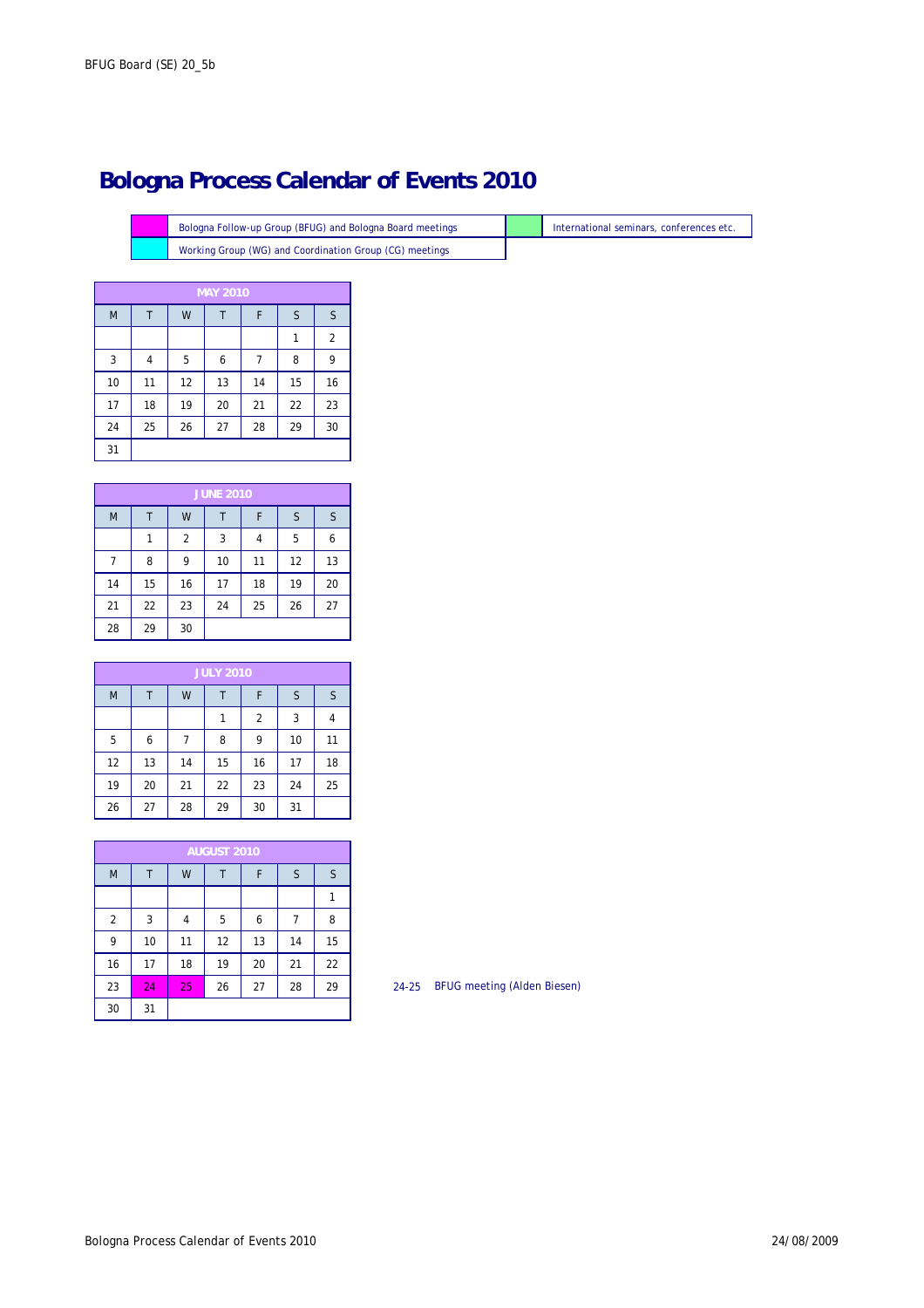# Bologna Process Calendar of Events 2010

| | |
|---|---|
| Bologna Follow-up Group (BFUG) and Bologna Board meetings | International seminars, conferences etc. |
| Working Group (WG) and Coordination Group (CG) meetings | |

| MAY 2010 | | | | | | |
|---|---|---|---|---|---|---|
| M | T | W | T | F | S | S |
| | | | | | 1 | 2 |
| 3 | 4 | 5 | 6 | 7 | 8 | 9 |
| 10 | 11 | 12 | 13 | 14 | 15 | 16 |
| 17 | 18 | 19 | 20 | 21 | 22 | 23 |
| 24 | 25 | 26 | 27 | 28 | 29 | 30 |
| 31 | | | | | | |

| JUNE 2010 | | | | | | |
|---|---|---|---|---|---|---|
| M | T | W | T | F | S | S |
| | 1 | 2 | 3 | 4 | 5 | 6 |
| 7 | 8 | 9 | 10 | 11 | 12 | 13 |
| 14 | 15 | 16 | 17 | 18 | 19 | 20 |
| 21 | 22 | 23 | 24 | 25 | 26 | 27 |
| 28 | 29 | 30 | | | | |

| JULY 2010 | | | | | | |
|---|---|---|---|---|---|---|
| M | T | W | T | F | S | S |
| | | | 1 | 2 | 3 | 4 |
| 5 | 6 | 7 | 8 | 9 | 10 | 11 |
| 12 | 13 | 14 | 15 | 16 | 17 | 18 |
| 19 | 20 | 21 | 22 | 23 | 24 | 25 |
| 26 | 27 | 28 | 29 | 30 | 31 | |

| AUGUST 2010 | | | | | | |
|---|---|---|---|---|---|---|
| M | T | W | T | F | S | S |
| | | | | | | 1 |
| 2 | 3 | 4 | 5 | 6 | 7 | 8 |
| 9 | 10 | 11 | 12 | 13 | 14 | 15 |
| 16 | 17 | 18 | 19 | 20 | 21 | 22 |
| 23 | 24 | 25 | 26 | 27 | 28 | 29 |
| 30 | 31 | | | | | |

24-25 BFUG meeting (Alden Biesen)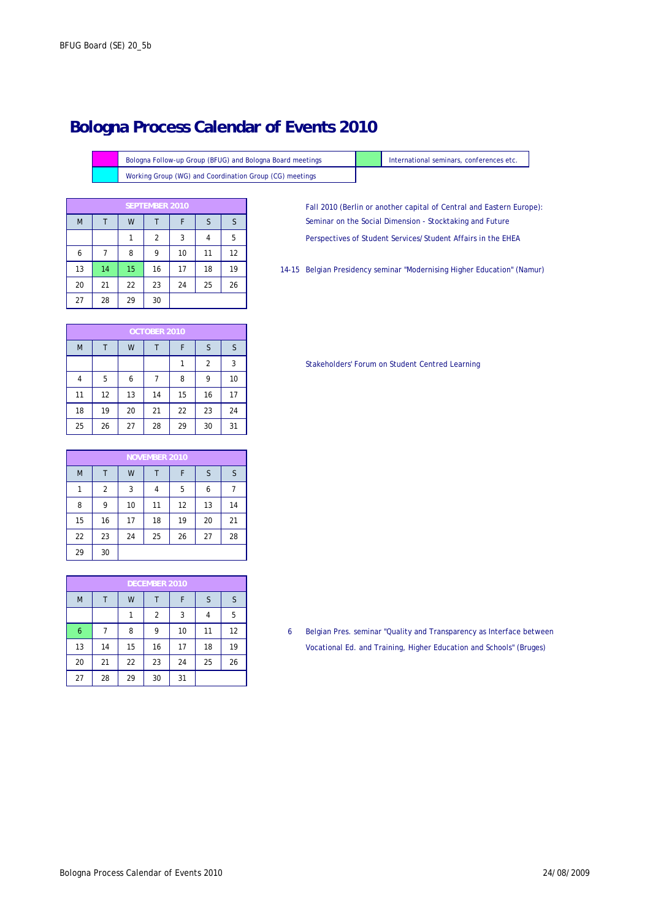# Bologna Process Calendar of Events 2010

| | |
|---|---|
| (magenta) | Bologna Follow-up Group (BFUG) and Bologna Board meetings |
| (cyan) | Working Group (WG) and Coordination Group (CG) meetings |
| (green) | International seminars, conferences etc. |

| SEPTEMBER 2010 | | | | | | |
|---|---|---|---|---|---|---|
| M | T | W | T | F | S | S |
| | | 1 | 2 | 3 | 4 | 5 |
| 6 | 7 | 8 | 9 | 10 | 11 | 12 |
| 13 | 14 | 15 | 16 | 17 | 18 | 19 |
| 20 | 21 | 22 | 23 | 24 | 25 | 26 |
| 27 | 28 | 29 | 30 | | | |

Fall 2010 (Berlin or another capital of Central and Eastern Europe): Seminar on the Social Dimension - Stocktaking and Future Perspectives of Student Services/Student Affairs in the EHEA

14-15 Belgian Presidency seminar "Modernising Higher Education" (Namur)

| OCTOBER 2010 | | | | | | |
|---|---|---|---|---|---|---|
| M | T | W | T | F | S | S |
| | | | | 1 | 2 | 3 |
| 4 | 5 | 6 | 7 | 8 | 9 | 10 |
| 11 | 12 | 13 | 14 | 15 | 16 | 17 |
| 18 | 19 | 20 | 21 | 22 | 23 | 24 |
| 25 | 26 | 27 | 28 | 29 | 30 | 31 |

Stakeholders' Forum on Student Centred Learning

| NOVEMBER 2010 | | | | | | |
|---|---|---|---|---|---|---|
| M | T | W | T | F | S | S |
| 1 | 2 | 3 | 4 | 5 | 6 | 7 |
| 8 | 9 | 10 | 11 | 12 | 13 | 14 |
| 15 | 16 | 17 | 18 | 19 | 20 | 21 |
| 22 | 23 | 24 | 25 | 26 | 27 | 28 |
| 29 | 30 | | | | | |

| DECEMBER 2010 | | | | | | |
|---|---|---|---|---|---|---|
| M | T | W | T | F | S | S |
| | | 1 | 2 | 3 | 4 | 5 |
| 6 | 7 | 8 | 9 | 10 | 11 | 12 |
| 13 | 14 | 15 | 16 | 17 | 18 | 19 |
| 20 | 21 | 22 | 23 | 24 | 25 | 26 |
| 27 | 28 | 29 | 30 | 31 | | |

6 Belgian Pres. seminar "Quality and Transparency as Interface between Vocational Ed. and Training, Higher Education and Schools" (Bruges)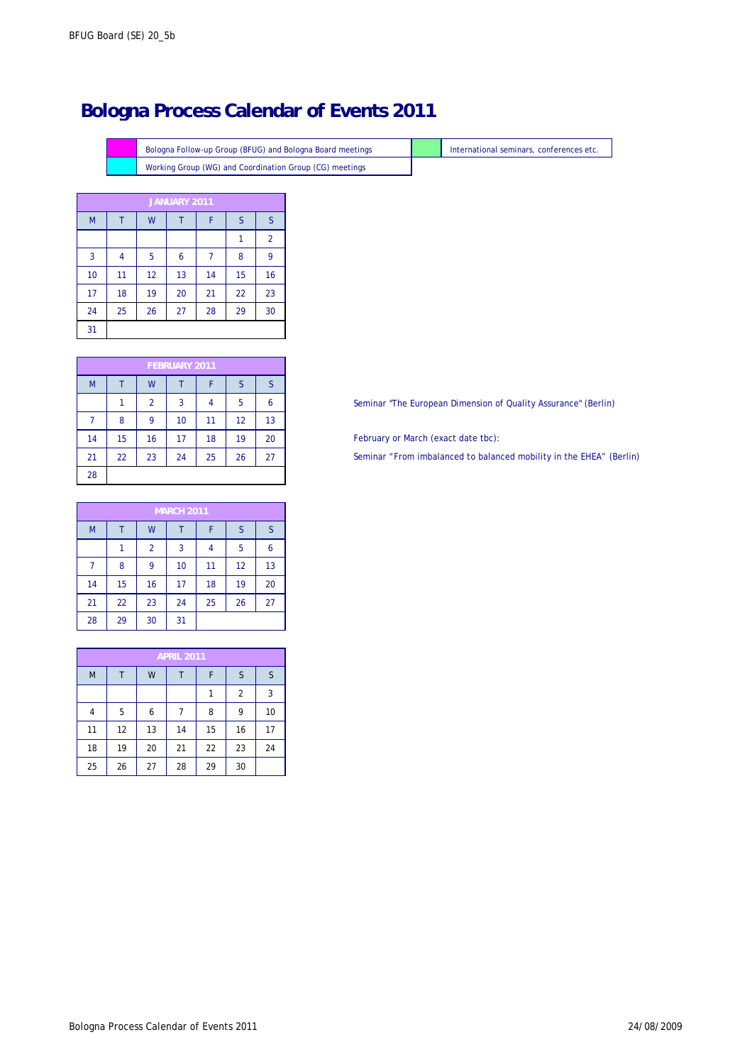# Bologna Process Calendar of Events 2011

| | |
|---|---|
| Bologna Follow-up Group (BFUG) and Bologna Board meetings | International seminars, conferences etc. |
| Working Group (WG) and Coordination Group (CG) meetings | |

| JANUARY 2011 | | | | | | |
|---|---|---|---|---|---|---|
| M | T | W | T | F | S | S |
| | | | | | 1 | 2 |
| 3 | 4 | 5 | 6 | 7 | 8 | 9 |
| 10 | 11 | 12 | 13 | 14 | 15 | 16 |
| 17 | 18 | 19 | 20 | 21 | 22 | 23 |
| 24 | 25 | 26 | 27 | 28 | 29 | 30 |
| 31 | | | | | | |

| FEBRUARY 2011 | | | | | | |
|---|---|---|---|---|---|---|
| M | T | W | T | F | S | S |
| | 1 | 2 | 3 | 4 | 5 | 6 |
| 7 | 8 | 9 | 10 | 11 | 12 | 13 |
| 14 | 15 | 16 | 17 | 18 | 19 | 20 |
| 21 | 22 | 23 | 24 | 25 | 26 | 27 |
| 28 | | | | | | |

Seminar "The European Dimension of Quality Assurance" (Berlin)

February or March (exact date tbc):

Seminar "From imbalanced to balanced mobility in the EHEA" (Berlin)

| MARCH 2011 | | | | | | |
|---|---|---|---|---|---|---|
| M | T | W | T | F | S | S |
| | 1 | 2 | 3 | 4 | 5 | 6 |
| 7 | 8 | 9 | 10 | 11 | 12 | 13 |
| 14 | 15 | 16 | 17 | 18 | 19 | 20 |
| 21 | 22 | 23 | 24 | 25 | 26 | 27 |
| 28 | 29 | 30 | 31 | | | |

| APRIL 2011 | | | | | | |
|---|---|---|---|---|---|---|
| M | T | W | T | F | S | S |
| | | | | 1 | 2 | 3 |
| 4 | 5 | 6 | 7 | 8 | 9 | 10 |
| 11 | 12 | 13 | 14 | 15 | 16 | 17 |
| 18 | 19 | 20 | 21 | 22 | 23 | 24 |
| 25 | 26 | 27 | 28 | 29 | 30 | |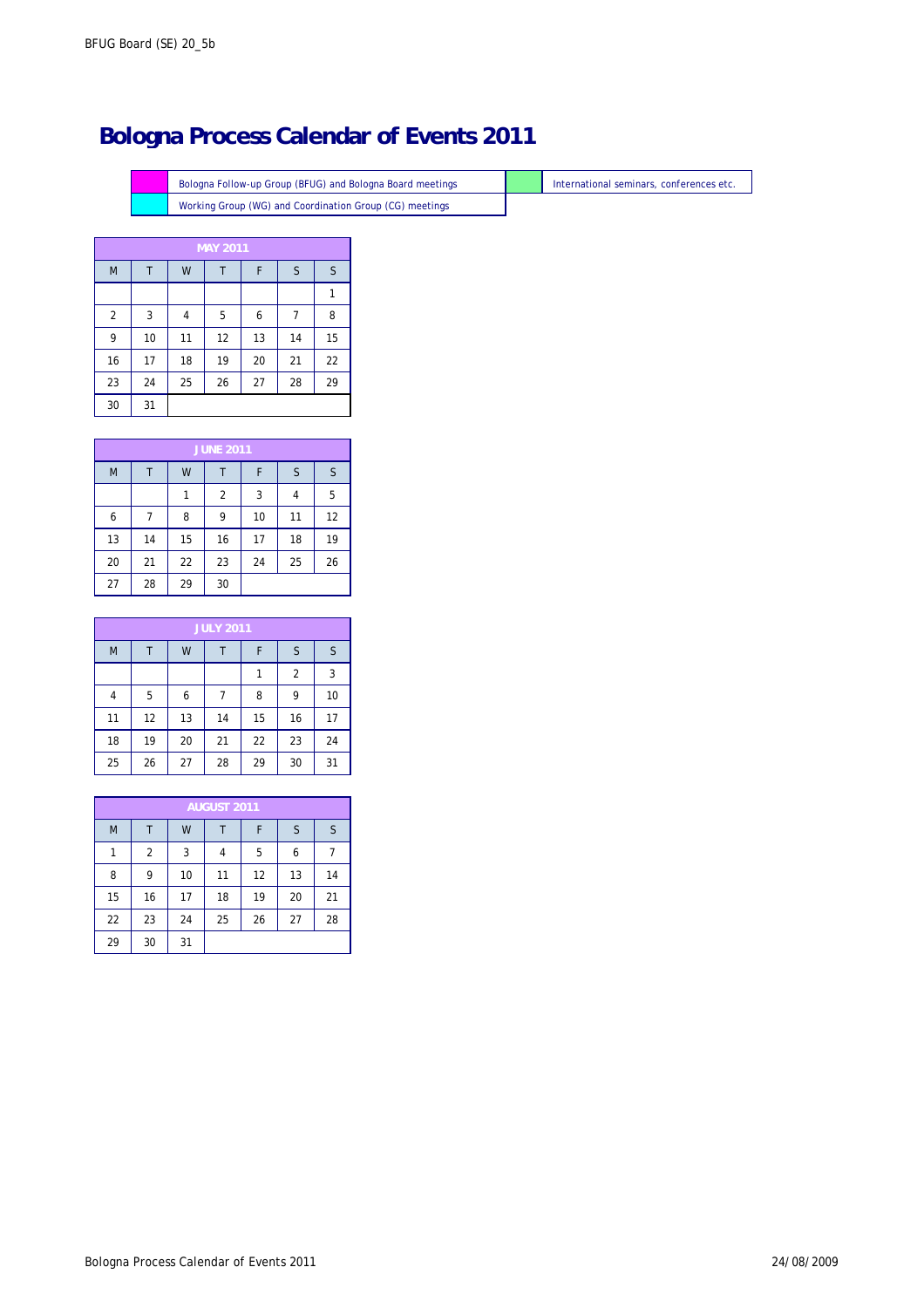# Bologna Process Calendar of Events 2011

| | Bologna Follow-up Group (BFUG) and Bologna Board meetings | | International seminars, conferences etc. |
|---|---|---|---|
| | Working Group (WG) and Coordination Group (CG) meetings | | |

| MAY 2011 | | | | | | |
|---|---|---|---|---|---|---|
| M | T | W | T | F | S | S |
| | | | | | | 1 |
| 2 | 3 | 4 | 5 | 6 | 7 | 8 |
| 9 | 10 | 11 | 12 | 13 | 14 | 15 |
| 16 | 17 | 18 | 19 | 20 | 21 | 22 |
| 23 | 24 | 25 | 26 | 27 | 28 | 29 |
| 30 | 31 | | | | | |

| JUNE 2011 | | | | | | |
|---|---|---|---|---|---|---|
| M | T | W | T | F | S | S |
| | | 1 | 2 | 3 | 4 | 5 |
| 6 | 7 | 8 | 9 | 10 | 11 | 12 |
| 13 | 14 | 15 | 16 | 17 | 18 | 19 |
| 20 | 21 | 22 | 23 | 24 | 25 | 26 |
| 27 | 28 | 29 | 30 | | | |

| JULY 2011 | | | | | | |
|---|---|---|---|---|---|---|
| M | T | W | T | F | S | S |
| | | | | 1 | 2 | 3 |
| 4 | 5 | 6 | 7 | 8 | 9 | 10 |
| 11 | 12 | 13 | 14 | 15 | 16 | 17 |
| 18 | 19 | 20 | 21 | 22 | 23 | 24 |
| 25 | 26 | 27 | 28 | 29 | 30 | 31 |

| AUGUST 2011 | | | | | | |
|---|---|---|---|---|---|---|
| M | T | W | T | F | S | S |
| 1 | 2 | 3 | 4 | 5 | 6 | 7 |
| 8 | 9 | 10 | 11 | 12 | 13 | 14 |
| 15 | 16 | 17 | 18 | 19 | 20 | 21 |
| 22 | 23 | 24 | 25 | 26 | 27 | 28 |
| 29 | 30 | 31 | | | | |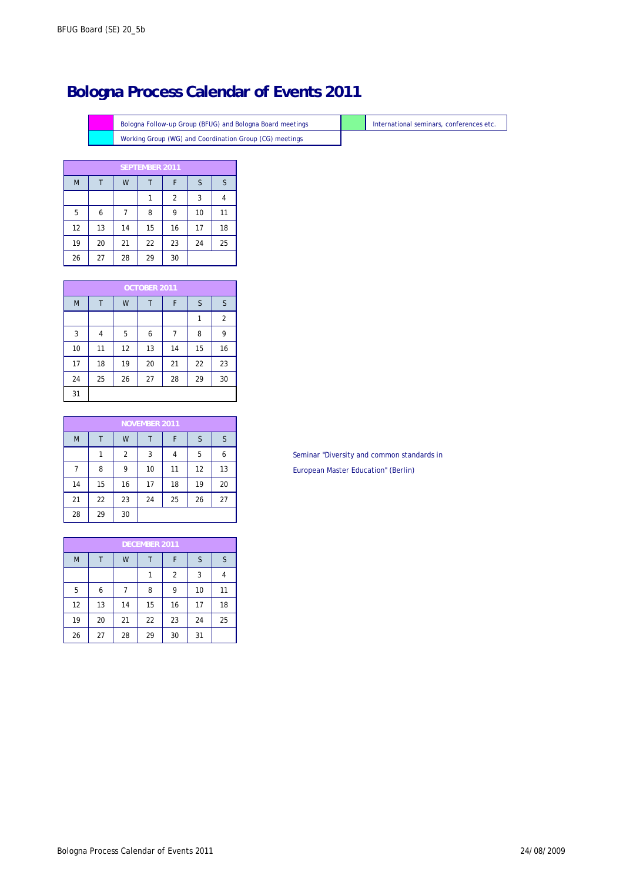# Bologna Process Calendar of Events 2011

| | Bologna Follow-up Group (BFUG) and Bologna Board meetings | | International seminars, conferences etc. |
|---|---|---|---|
| | Working Group (WG) and Coordination Group (CG) meetings | | |

| SEPTEMBER 2011 | | | | | | |
|---|---|---|---|---|---|---|
| M | T | W | T | F | S | S |
| | | | 1 | 2 | 3 | 4 |
| 5 | 6 | 7 | 8 | 9 | 10 | 11 |
| 12 | 13 | 14 | 15 | 16 | 17 | 18 |
| 19 | 20 | 21 | 22 | 23 | 24 | 25 |
| 26 | 27 | 28 | 29 | 30 | | |

| OCTOBER 2011 | | | | | | |
|---|---|---|---|---|---|---|
| M | T | W | T | F | S | S |
| | | | | | 1 | 2 |
| 3 | 4 | 5 | 6 | 7 | 8 | 9 |
| 10 | 11 | 12 | 13 | 14 | 15 | 16 |
| 17 | 18 | 19 | 20 | 21 | 22 | 23 |
| 24 | 25 | 26 | 27 | 28 | 29 | 30 |
| 31 | | | | | | |

| NOVEMBER 2011 | | | | | | | |
|---|---|---|---|---|---|---|---|
| M | T | W | T | F | S | S | |
| | 1 | 2 | 3 | 4 | 5 | 6 | Seminar "Diversity and common standards in European Master Education" (Berlin) |
| 7 | 8 | 9 | 10 | 11 | 12 | 13 | |
| 14 | 15 | 16 | 17 | 18 | 19 | 20 | |
| 21 | 22 | 23 | 24 | 25 | 26 | 27 | |
| 28 | 29 | 30 | | | | | |

| DECEMBER 2011 | | | | | | |
|---|---|---|---|---|---|---|
| M | T | W | T | F | S | S |
| | | | 1 | 2 | 3 | 4 |
| 5 | 6 | 7 | 8 | 9 | 10 | 11 |
| 12 | 13 | 14 | 15 | 16 | 17 | 18 |
| 19 | 20 | 21 | 22 | 23 | 24 | 25 |
| 26 | 27 | 28 | 29 | 30 | 31 | |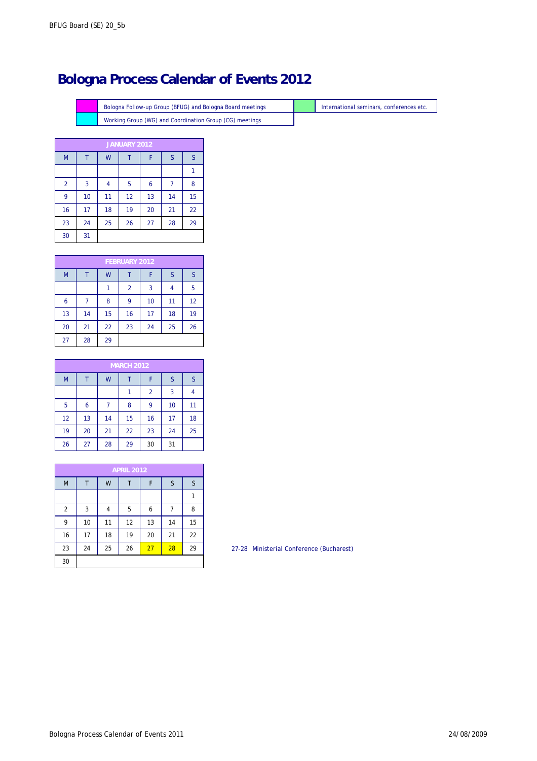# Bologna Process Calendar of Events 2012

| | | | |
|---|---|---|---|
| | Bologna Follow-up Group (BFUG) and Bologna Board meetings | | International seminars, conferences etc. |
| | Working Group (WG) and Coordination Group (CG) meetings | | |

| JANUARY 2012 | | | | | | |
|---|---|---|---|---|---|---|
| M | T | W | T | F | S | S |
| | | | | | | 1 |
| 2 | 3 | 4 | 5 | 6 | 7 | 8 |
| 9 | 10 | 11 | 12 | 13 | 14 | 15 |
| 16 | 17 | 18 | 19 | 20 | 21 | 22 |
| 23 | 24 | 25 | 26 | 27 | 28 | 29 |
| 30 | 31 | | | | | |

| FEBRUARY 2012 | | | | | | |
|---|---|---|---|---|---|---|
| M | T | W | T | F | S | S |
| | | 1 | 2 | 3 | 4 | 5 |
| 6 | 7 | 8 | 9 | 10 | 11 | 12 |
| 13 | 14 | 15 | 16 | 17 | 18 | 19 |
| 20 | 21 | 22 | 23 | 24 | 25 | 26 |
| 27 | 28 | 29 | | | | |

| MARCH 2012 | | | | | | |
|---|---|---|---|---|---|---|
| M | T | W | T | F | S | S |
| | | | 1 | 2 | 3 | 4 |
| 5 | 6 | 7 | 8 | 9 | 10 | 11 |
| 12 | 13 | 14 | 15 | 16 | 17 | 18 |
| 19 | 20 | 21 | 22 | 23 | 24 | 25 |
| 26 | 27 | 28 | 29 | 30 | 31 | |

| APRIL 2012 | | | | | | |
|---|---|---|---|---|---|---|
| M | T | W | T | F | S | S |
| | | | | | | 1 |
| 2 | 3 | 4 | 5 | 6 | 7 | 8 |
| 9 | 10 | 11 | 12 | 13 | 14 | 15 |
| 16 | 17 | 18 | 19 | 20 | 21 | 22 |
| 23 | 24 | 25 | 26 | 27 | 28 | 29 |
| 30 | | | | | | |

27-28 Ministerial Conference (Bucharest)